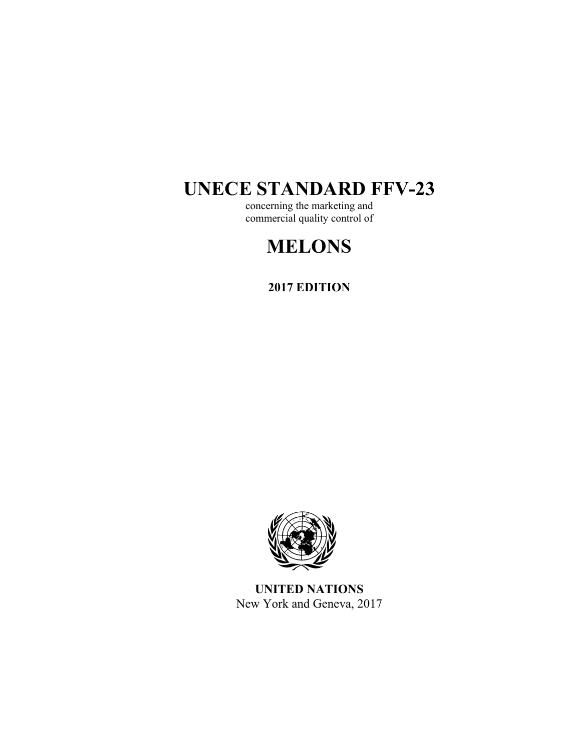# UNECE STANDARD FFV-23

concerning the marketing and
commercial quality control of

# MELONS

**2017 EDITION**

**UNITED NATIONS**
New York and Geneva, 2017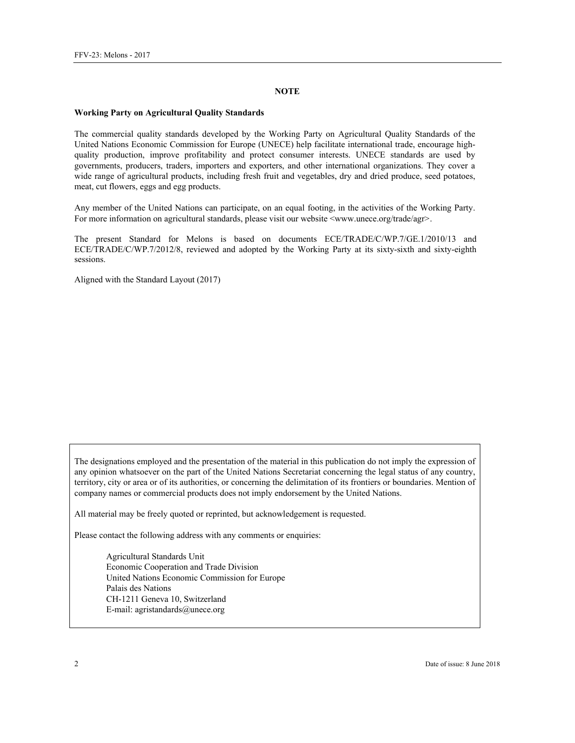## NOTE

**Working Party on Agricultural Quality Standards**

The commercial quality standards developed by the Working Party on Agricultural Quality Standards of the United Nations Economic Commission for Europe (UNECE) help facilitate international trade, encourage high-quality production, improve profitability and protect consumer interests. UNECE standards are used by governments, producers, traders, importers and exporters, and other international organizations. They cover a wide range of agricultural products, including fresh fruit and vegetables, dry and dried produce, seed potatoes, meat, cut flowers, eggs and egg products.

Any member of the United Nations can participate, on an equal footing, in the activities of the Working Party. For more information on agricultural standards, please visit our website <www.unece.org/trade/agr>.

The present Standard for Melons is based on documents ECE/TRADE/C/WP.7/GE.1/2010/13 and ECE/TRADE/C/WP.7/2012/8, reviewed and adopted by the Working Party at its sixty-sixth and sixty-eighth sessions.

Aligned with the Standard Layout (2017)

The designations employed and the presentation of the material in this publication do not imply the expression of any opinion whatsoever on the part of the United Nations Secretariat concerning the legal status of any country, territory, city or area or of its authorities, or concerning the delimitation of its frontiers or boundaries. Mention of company names or commercial products does not imply endorsement by the United Nations.

All material may be freely quoted or reprinted, but acknowledgement is requested.

Please contact the following address with any comments or enquiries:

Agricultural Standards Unit
Economic Cooperation and Trade Division
United Nations Economic Commission for Europe
Palais des Nations
CH-1211 Geneva 10, Switzerland
E-mail: agristandards@unece.org

Date of issue: 8 June 2018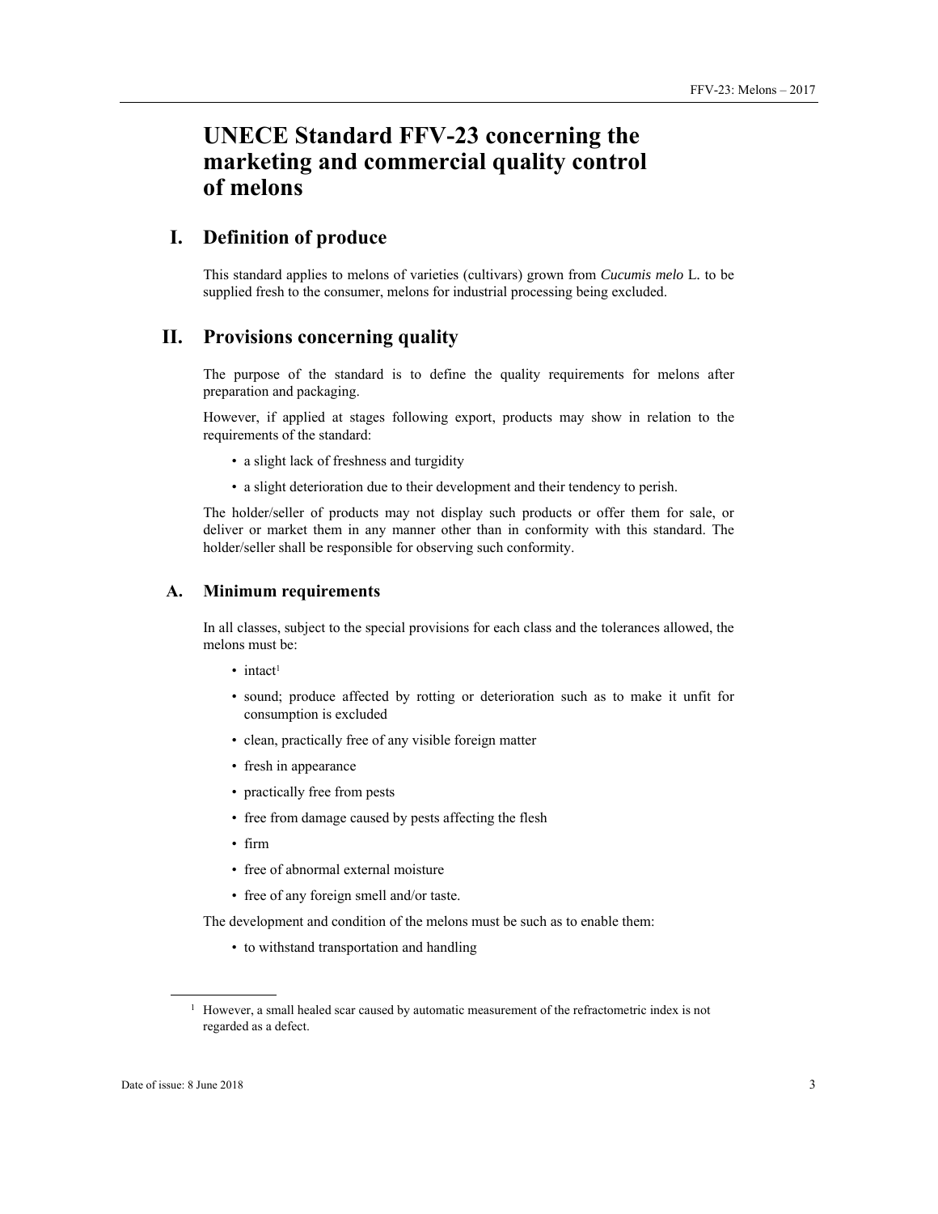# UNECE Standard FFV-23 concerning the marketing and commercial quality control of melons

## I. Definition of produce

This standard applies to melons of varieties (cultivars) grown from *Cucumis melo* L. to be supplied fresh to the consumer, melons for industrial processing being excluded.

## II. Provisions concerning quality

The purpose of the standard is to define the quality requirements for melons after preparation and packaging.

However, if applied at stages following export, products may show in relation to the requirements of the standard:

- a slight lack of freshness and turgidity
- a slight deterioration due to their development and their tendency to perish.

The holder/seller of products may not display such products or offer them for sale, or deliver or market them in any manner other than in conformity with this standard. The holder/seller shall be responsible for observing such conformity.

### A. Minimum requirements

In all classes, subject to the special provisions for each class and the tolerances allowed, the melons must be:

- intact[1]
- sound; produce affected by rotting or deterioration such as to make it unfit for consumption is excluded
- clean, practically free of any visible foreign matter
- fresh in appearance
- practically free from pests
- free from damage caused by pests affecting the flesh
- firm
- free of abnormal external moisture
- free of any foreign smell and/or taste.

The development and condition of the melons must be such as to enable them:

- to withstand transportation and handling

[1] However, a small healed scar caused by automatic measurement of the refractometric index is not regarded as a defect.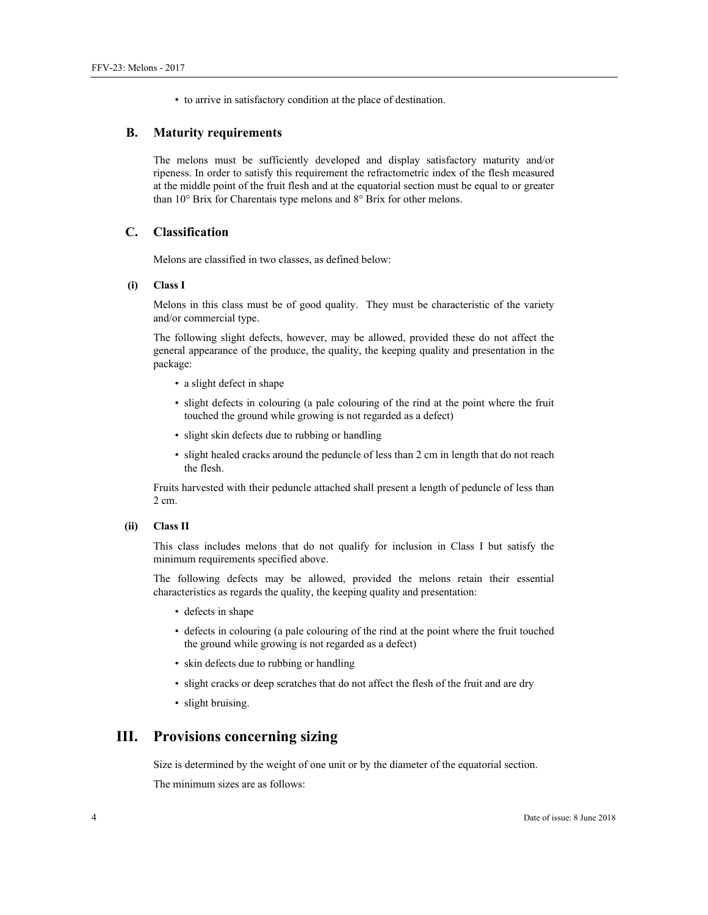- to arrive in satisfactory condition at the place of destination.

### B. Maturity requirements

The melons must be sufficiently developed and display satisfactory maturity and/or ripeness. In order to satisfy this requirement the refractometric index of the flesh measured at the middle point of the fruit flesh and at the equatorial section must be equal to or greater than 10° Brix for Charentais type melons and 8° Brix for other melons.

### C. Classification

Melons are classified in two classes, as defined below:

#### (i) Class I

Melons in this class must be of good quality. They must be characteristic of the variety and/or commercial type.

The following slight defects, however, may be allowed, provided these do not affect the general appearance of the produce, the quality, the keeping quality and presentation in the package:

- a slight defect in shape
- slight defects in colouring (a pale colouring of the rind at the point where the fruit touched the ground while growing is not regarded as a defect)
- slight skin defects due to rubbing or handling
- slight healed cracks around the peduncle of less than 2 cm in length that do not reach the flesh.

Fruits harvested with their peduncle attached shall present a length of peduncle of less than 2 cm.

#### (ii) Class II

This class includes melons that do not qualify for inclusion in Class I but satisfy the minimum requirements specified above.

The following defects may be allowed, provided the melons retain their essential characteristics as regards the quality, the keeping quality and presentation:

- defects in shape
- defects in colouring (a pale colouring of the rind at the point where the fruit touched the ground while growing is not regarded as a defect)
- skin defects due to rubbing or handling
- slight cracks or deep scratches that do not affect the flesh of the fruit and are dry
- slight bruising.

## III. Provisions concerning sizing

Size is determined by the weight of one unit or by the diameter of the equatorial section.

The minimum sizes are as follows: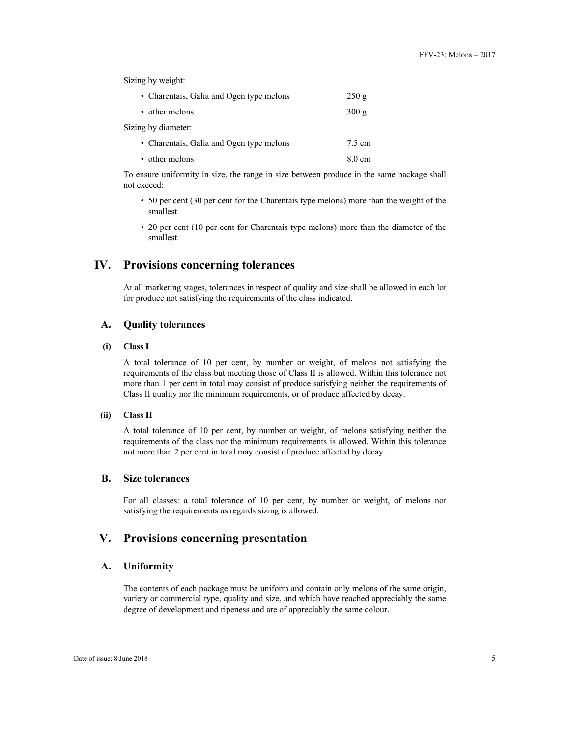Sizing by weight:

| | |
|---|---|
| • Charentais, Galia and Ogen type melons | 250 g |
| • other melons | 300 g |

Sizing by diameter:

| | |
|---|---|
| • Charentais, Galia and Ogen type melons | 7.5 cm |
| • other melons | 8.0 cm |

To ensure uniformity in size, the range in size between produce in the same package shall not exceed:

- 50 per cent (30 per cent for the Charentais type melons) more than the weight of the smallest
- 20 per cent (10 per cent for Charentais type melons) more than the diameter of the smallest.

## IV. Provisions concerning tolerances

At all marketing stages, tolerances in respect of quality and size shall be allowed in each lot for produce not satisfying the requirements of the class indicated.

### A. Quality tolerances

#### (i) Class I

A total tolerance of 10 per cent, by number or weight, of melons not satisfying the requirements of the class but meeting those of Class II is allowed. Within this tolerance not more than 1 per cent in total may consist of produce satisfying neither the requirements of Class II quality nor the minimum requirements, or of produce affected by decay.

#### (ii) Class II

A total tolerance of 10 per cent, by number or weight, of melons satisfying neither the requirements of the class nor the minimum requirements is allowed. Within this tolerance not more than 2 per cent in total may consist of produce affected by decay.

### B. Size tolerances

For all classes: a total tolerance of 10 per cent, by number or weight, of melons not satisfying the requirements as regards sizing is allowed.

## V. Provisions concerning presentation

### A. Uniformity

The contents of each package must be uniform and contain only melons of the same origin, variety or commercial type, quality and size, and which have reached appreciably the same degree of development and ripeness and are of appreciably the same colour.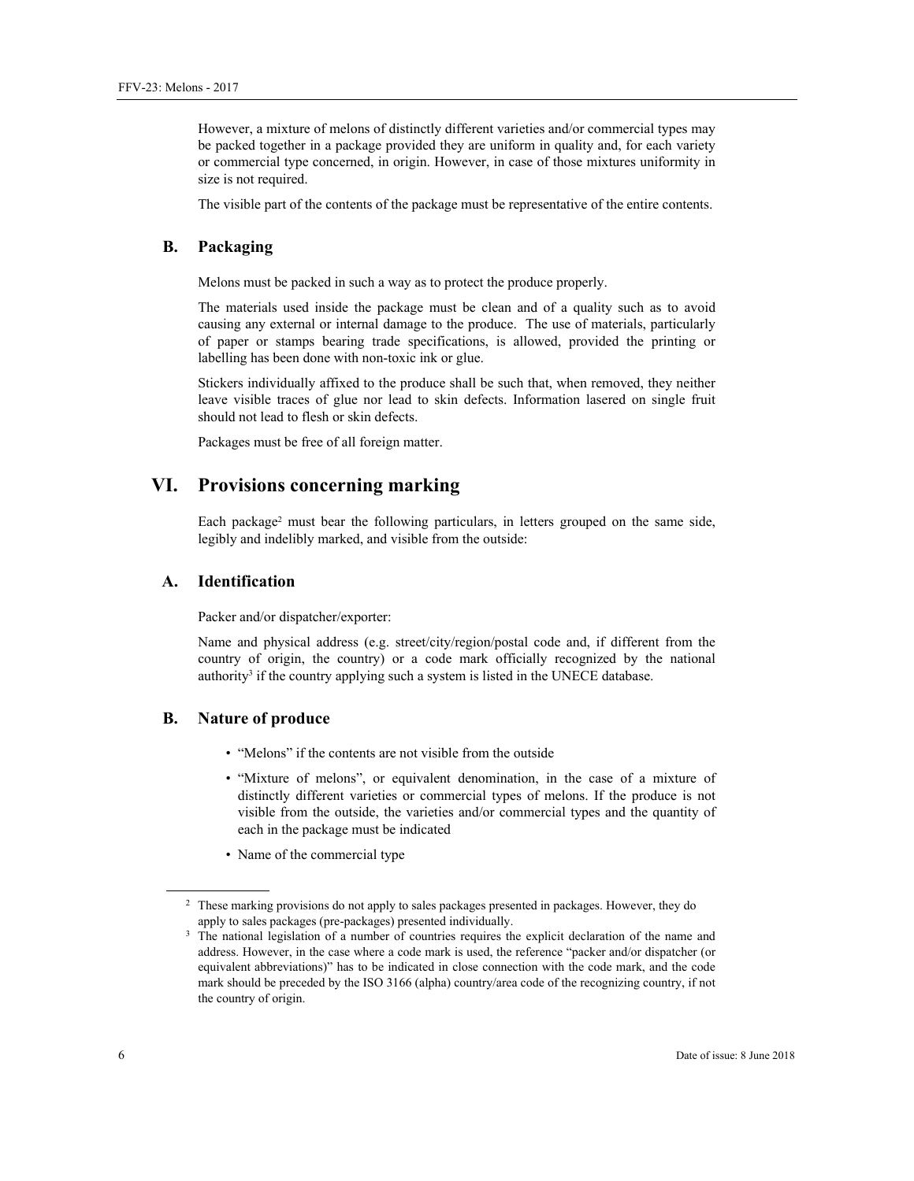However, a mixture of melons of distinctly different varieties and/or commercial types may be packed together in a package provided they are uniform in quality and, for each variety or commercial type concerned, in origin. However, in case of those mixtures uniformity in size is not required.

The visible part of the contents of the package must be representative of the entire contents.

### B. Packaging

Melons must be packed in such a way as to protect the produce properly.

The materials used inside the package must be clean and of a quality such as to avoid causing any external or internal damage to the produce. The use of materials, particularly of paper or stamps bearing trade specifications, is allowed, provided the printing or labelling has been done with non-toxic ink or glue.

Stickers individually affixed to the produce shall be such that, when removed, they neither leave visible traces of glue nor lead to skin defects. Information lasered on single fruit should not lead to flesh or skin defects.

Packages must be free of all foreign matter.

## VI. Provisions concerning marking

Each package[2] must bear the following particulars, in letters grouped on the same side, legibly and indelibly marked, and visible from the outside:

### A. Identification

Packer and/or dispatcher/exporter:

Name and physical address (e.g. street/city/region/postal code and, if different from the country of origin, the country) or a code mark officially recognized by the national authority[3] if the country applying such a system is listed in the UNECE database.

### B. Nature of produce

- "Melons" if the contents are not visible from the outside
- "Mixture of melons", or equivalent denomination, in the case of a mixture of distinctly different varieties or commercial types of melons. If the produce is not visible from the outside, the varieties and/or commercial types and the quantity of each in the package must be indicated
- Name of the commercial type

---

[2] These marking provisions do not apply to sales packages presented in packages. However, they do apply to sales packages (pre-packages) presented individually.

[3] The national legislation of a number of countries requires the explicit declaration of the name and address. However, in the case where a code mark is used, the reference "packer and/or dispatcher (or equivalent abbreviations)" has to be indicated in close connection with the code mark, and the code mark should be preceded by the ISO 3166 (alpha) country/area code of the recognizing country, if not the country of origin.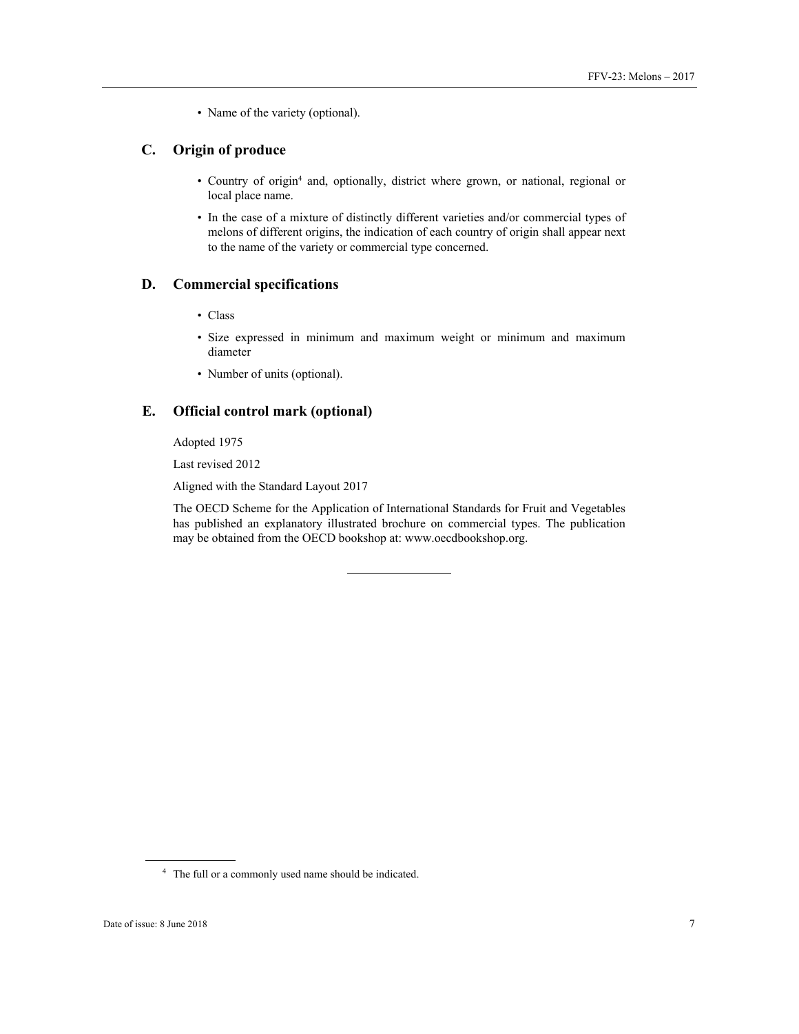- Name of the variety (optional).

## C. Origin of produce

- Country of origin[4] and, optionally, district where grown, or national, regional or local place name.
- In the case of a mixture of distinctly different varieties and/or commercial types of melons of different origins, the indication of each country of origin shall appear next to the name of the variety or commercial type concerned.

## D. Commercial specifications

- Class
- Size expressed in minimum and maximum weight or minimum and maximum diameter
- Number of units (optional).

## E. Official control mark (optional)

Adopted 1975

Last revised 2012

Aligned with the Standard Layout 2017

The OECD Scheme for the Application of International Standards for Fruit and Vegetables has published an explanatory illustrated brochure on commercial types. The publication may be obtained from the OECD bookshop at: www.oecdbookshop.org.

---

[4] The full or a commonly used name should be indicated.